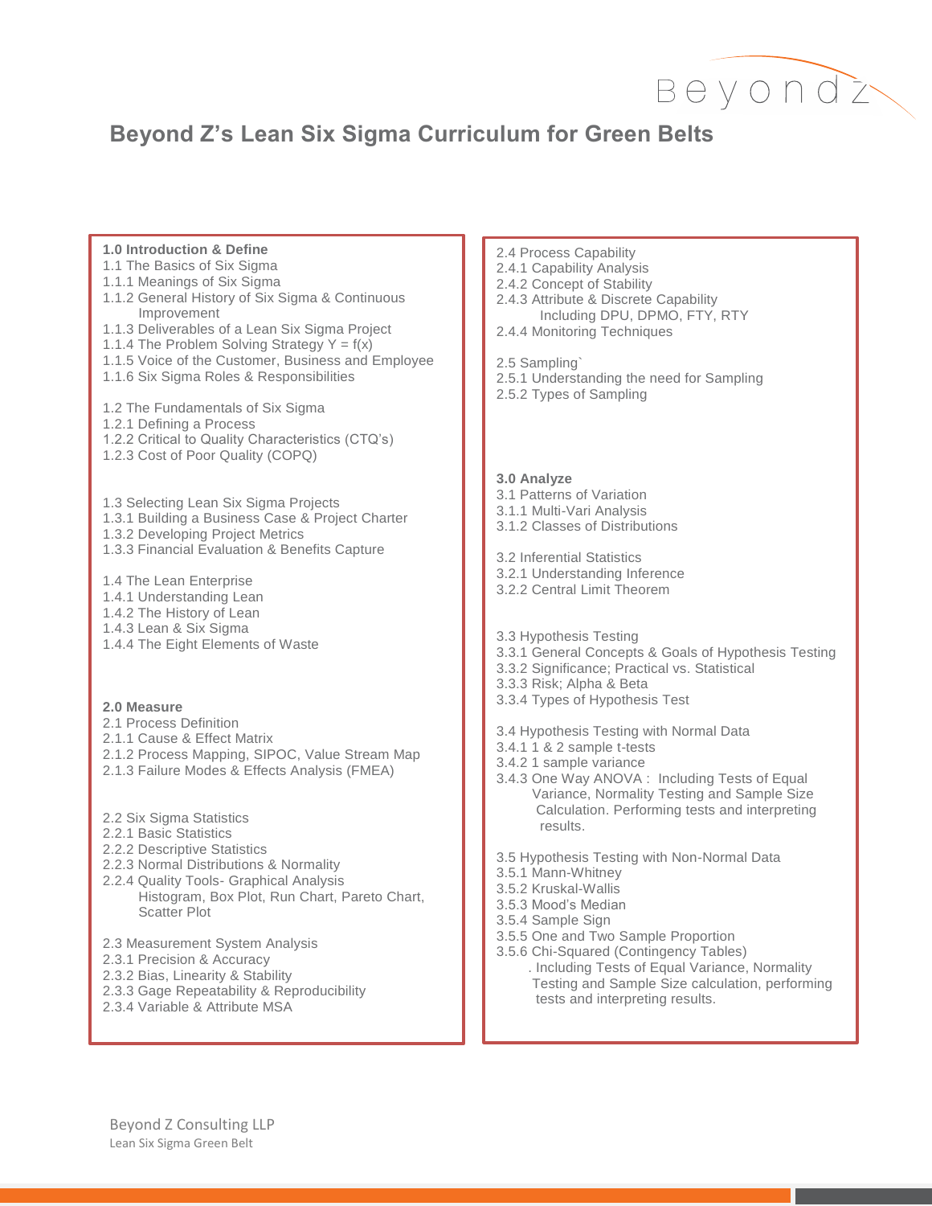# Beyond Z's Lean Six Sigma Curriculum for Green Belts

**1.0 Introduction & Define**

1.1 The Basics of Six Sigma
1.1.1 Meanings of Six Sigma
1.1.2 General History of Six Sigma & Continuous Improvement
1.1.3 Deliverables of a Lean Six Sigma Project
1.1.4 The Problem Solving Strategy Y = f(x)
1.1.5 Voice of the Customer, Business and Employee
1.1.6 Six Sigma Roles & Responsibilities

1.2 The Fundamentals of Six Sigma
1.2.1 Defining a Process
1.2.2 Critical to Quality Characteristics (CTQ's)
1.2.3 Cost of Poor Quality (COPQ)

1.3 Selecting Lean Six Sigma Projects
1.3.1 Building a Business Case & Project Charter
1.3.2 Developing Project Metrics
1.3.3 Financial Evaluation & Benefits Capture

1.4 The Lean Enterprise
1.4.1 Understanding Lean
1.4.2 The History of Lean
1.4.3 Lean & Six Sigma
1.4.4 The Eight Elements of Waste

**2.0 Measure**

2.1 Process Definition
2.1.1 Cause & Effect Matrix
2.1.2 Process Mapping, SIPOC, Value Stream Map
2.1.3 Failure Modes & Effects Analysis (FMEA)

2.2 Six Sigma Statistics
2.2.1 Basic Statistics
2.2.2 Descriptive Statistics
2.2.3 Normal Distributions & Normality
2.2.4 Quality Tools- Graphical Analysis
Histogram, Box Plot, Run Chart, Pareto Chart, Scatter Plot

2.3 Measurement System Analysis
2.3.1 Precision & Accuracy
2.3.2 Bias, Linearity & Stability
2.3.3 Gage Repeatability & Reproducibility
2.3.4 Variable & Attribute MSA

2.4 Process Capability
2.4.1 Capability Analysis
2.4.2 Concept of Stability
2.4.3 Attribute & Discrete Capability
Including DPU, DPMO, FTY, RTY
2.4.4 Monitoring Techniques

2.5 Sampling`
2.5.1 Understanding the need for Sampling
2.5.2 Types of Sampling

**3.0 Analyze**

3.1 Patterns of Variation
3.1.1 Multi-Vari Analysis
3.1.2 Classes of Distributions

3.2 Inferential Statistics
3.2.1 Understanding Inference
3.2.2 Central Limit Theorem

3.3 Hypothesis Testing
3.3.1 General Concepts & Goals of Hypothesis Testing
3.3.2 Significance; Practical vs. Statistical
3.3.3 Risk; Alpha & Beta
3.3.4 Types of Hypothesis Test

3.4 Hypothesis Testing with Normal Data
3.4.1 1 & 2 sample t-tests
3.4.2 1 sample variance
3.4.3 One Way ANOVA : Including Tests of Equal Variance, Normality Testing and Sample Size Calculation. Performing tests and interpreting results.

3.5 Hypothesis Testing with Non-Normal Data
3.5.1 Mann-Whitney
3.5.2 Kruskal-Wallis
3.5.3 Mood's Median
3.5.4 Sample Sign
3.5.5 One and Two Sample Proportion
3.5.6 Chi-Squared (Contingency Tables)
. Including Tests of Equal Variance, Normality Testing and Sample Size calculation, performing tests and interpreting results.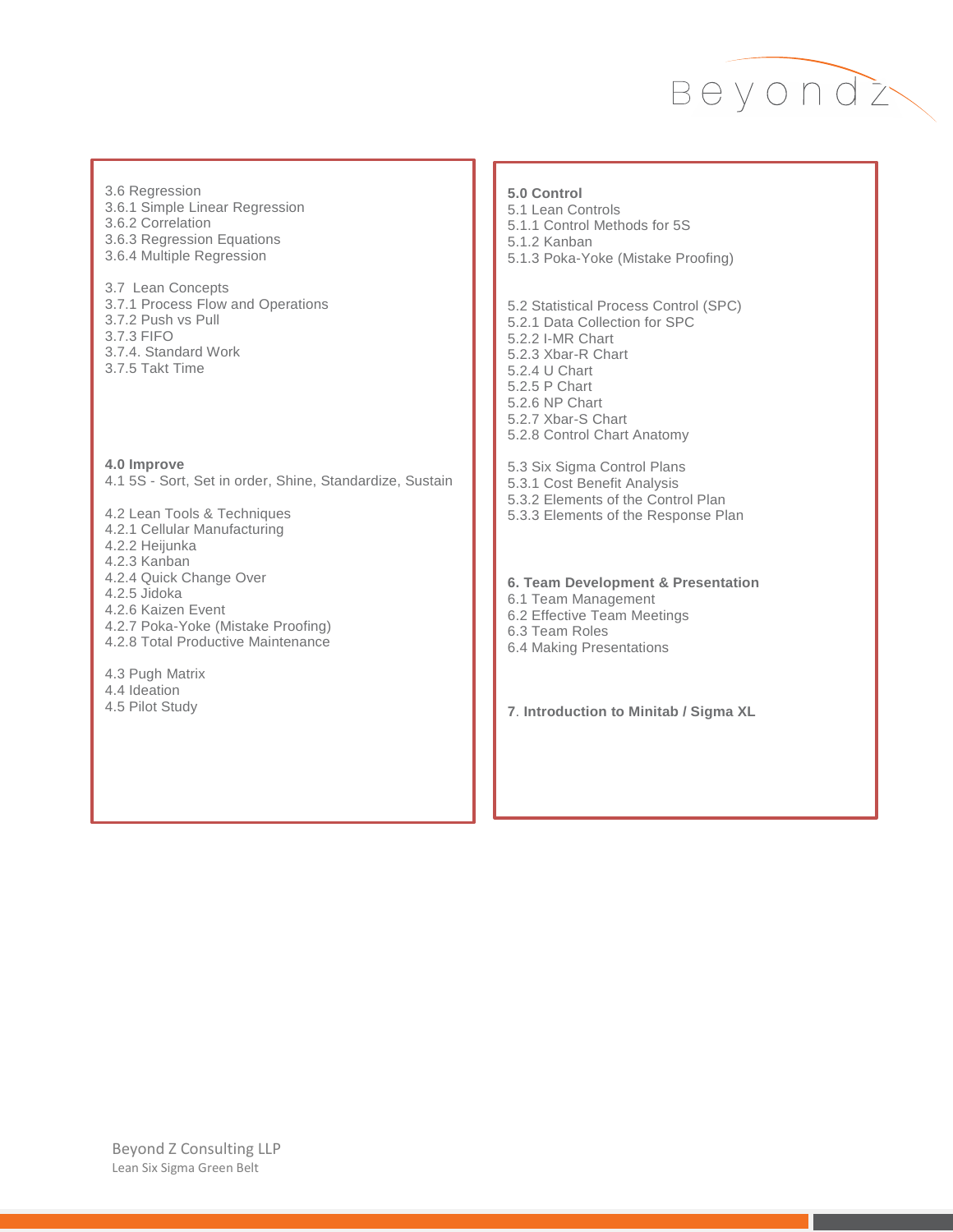3.6 Regression
3.6.1 Simple Linear Regression
3.6.2 Correlation
3.6.3 Regression Equations
3.6.4 Multiple Regression

3.7 Lean Concepts
3.7.1 Process Flow and Operations
3.7.2 Push vs Pull
3.7.3 FIFO
3.7.4. Standard Work
3.7.5 Takt Time

**4.0 Improve**
4.1 5S - Sort, Set in order, Shine, Standardize, Sustain

4.2 Lean Tools & Techniques
4.2.1 Cellular Manufacturing
4.2.2 Heijunka
4.2.3 Kanban
4.2.4 Quick Change Over
4.2.5 Jidoka
4.2.6 Kaizen Event
4.2.7 Poka-Yoke (Mistake Proofing)
4.2.8 Total Productive Maintenance

4.3 Pugh Matrix
4.4 Ideation
4.5 Pilot Study

**5.0 Control**
5.1 Lean Controls
5.1.1 Control Methods for 5S
5.1.2 Kanban
5.1.3 Poka-Yoke (Mistake Proofing)

5.2 Statistical Process Control (SPC)
5.2.1 Data Collection for SPC
5.2.2 I-MR Chart
5.2.3 Xbar-R Chart
5.2.4 U Chart
5.2.5 P Chart
5.2.6 NP Chart
5.2.7 Xbar-S Chart
5.2.8 Control Chart Anatomy

5.3 Six Sigma Control Plans
5.3.1 Cost Benefit Analysis
5.3.2 Elements of the Control Plan
5.3.3 Elements of the Response Plan

**6. Team Development & Presentation**
6.1 Team Management
6.2 Effective Team Meetings
6.3 Team Roles
6.4 Making Presentations

**7. Introduction to Minitab / Sigma XL**